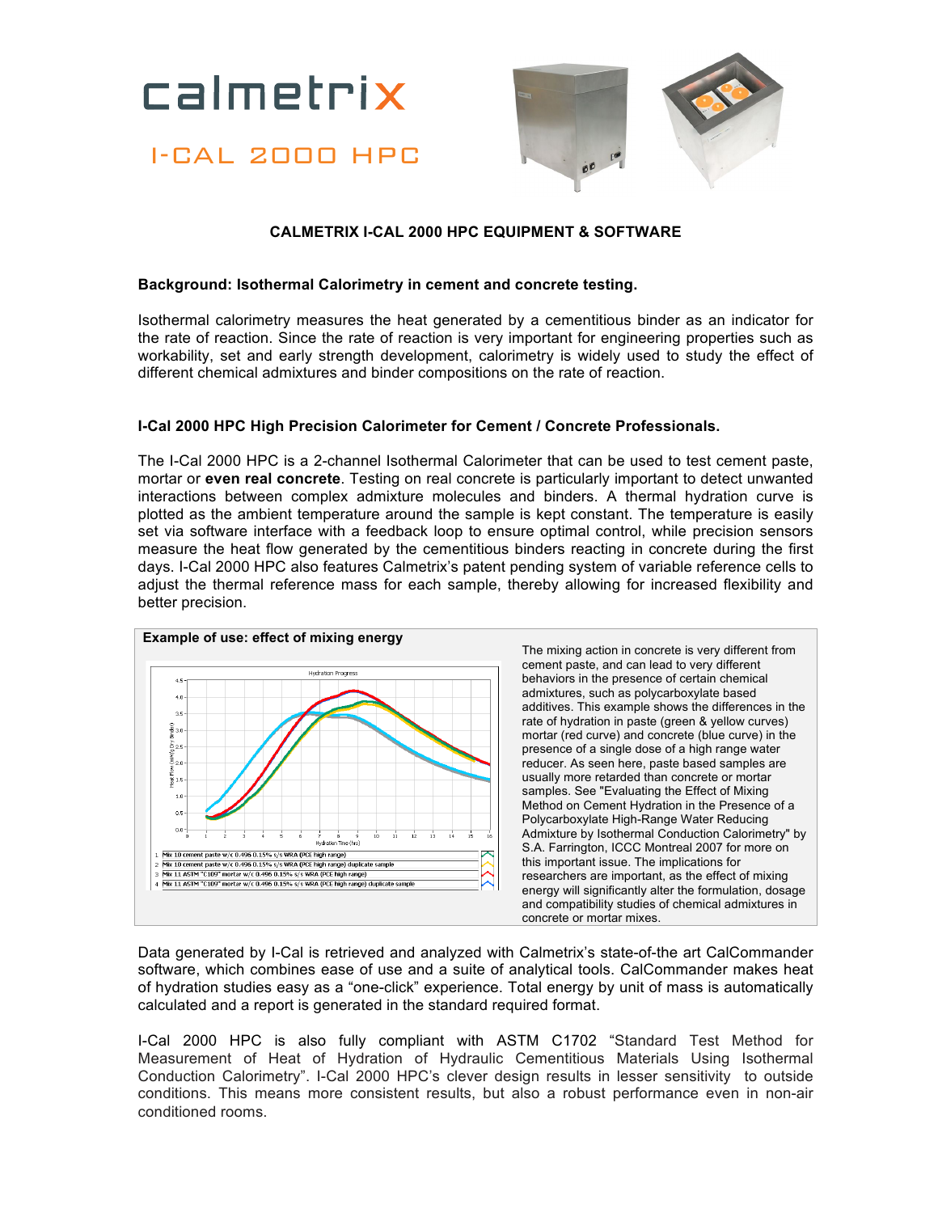# calmetrix

## I-CAL 2000 HPC

**CALMETRIX I-CAL 2000 HPC EQUIPMENT & SOFTWARE**

### Background: Isothermal Calorimetry in cement and concrete testing.

Isothermal calorimetry measures the heat generated by a cementitious binder as an indicator for the rate of reaction. Since the rate of reaction is very important for engineering properties such as workability, set and early strength development, calorimetry is widely used to study the effect of different chemical admixtures and binder compositions on the rate of reaction.

### I-Cal 2000 HPC High Precision Calorimeter for Cement / Concrete Professionals.

The I-Cal 2000 HPC is a 2-channel Isothermal Calorimeter that can be used to test cement paste, mortar or **even real concrete**. Testing on real concrete is particularly important to detect unwanted interactions between complex admixture molecules and binders. A thermal hydration curve is plotted as the ambient temperature around the sample is kept constant. The temperature is easily set via software interface with a feedback loop to ensure optimal control, while precision sensors measure the heat flow generated by the cementitious binders reacting in concrete during the first days. I-Cal 2000 HPC also features Calmetrix's patent pending system of variable reference cells to adjust the thermal reference mass for each sample, thereby allowing for increased flexibility and better precision.

**Example of use: effect of mixing energy**

The mixing action in concrete is very different from cement paste, and can lead to very different behaviors in the presence of certain chemical admixtures, such as polycarboxylate based additives. This example shows the differences in the rate of hydration in paste (green & yellow curves) mortar (red curve) and concrete (blue curve) in the presence of a single dose of a high range water reducer. As seen here, paste based samples are usually more retarded than concrete or mortar samples. See "Evaluating the Effect of Mixing Method on Cement Hydration in the Presence of a Polycarboxylate High-Range Water Reducing Admixture by Isothermal Conduction Calorimetry" by S.A. Farrington, ICCC Montreal 2007 for more on this important issue. The implications for researchers are important, as the effect of mixing energy will significantly alter the formulation, dosage and compatibility studies of chemical admixtures in concrete or mortar mixes.

Data generated by I-Cal is retrieved and analyzed with Calmetrix's state-of-the art CalCommander software, which combines ease of use and a suite of analytical tools. CalCommander makes heat of hydration studies easy as a "one-click" experience. Total energy by unit of mass is automatically calculated and a report is generated in the standard required format.

I-Cal 2000 HPC is also fully compliant with ASTM C1702 "Standard Test Method for Measurement of Heat of Hydration of Hydraulic Cementitious Materials Using Isothermal Conduction Calorimetry". I-Cal 2000 HPC's clever design results in lesser sensitivity to outside conditions. This means more consistent results, but also a robust performance even in non-air conditioned rooms.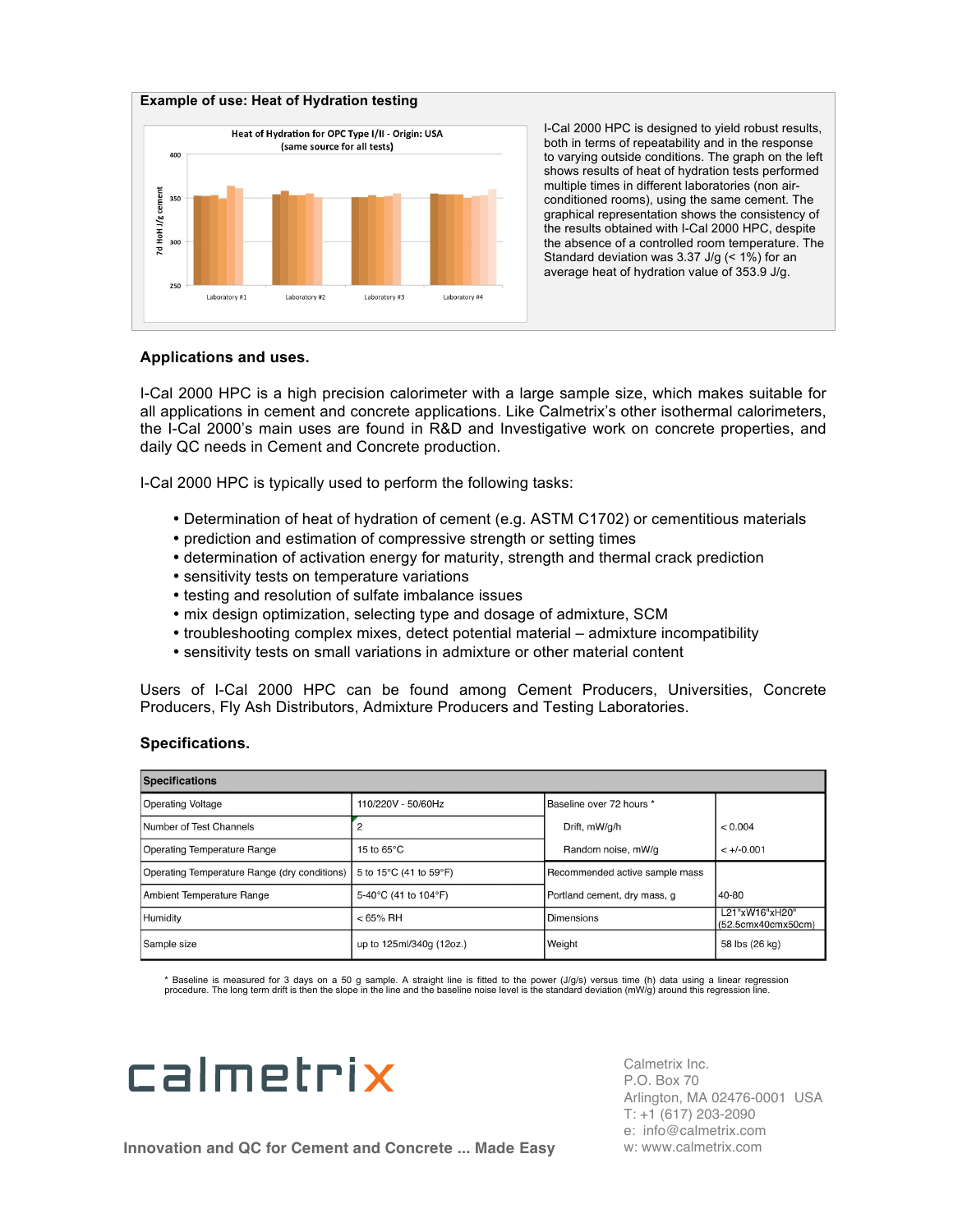**Example of use: Heat of Hydration testing**

Heat of Hydration for OPC Type I/II - Origin: USA
(same source for all tests)

7d HoH J/g cement

400

350

300

250

Laboratory #1

Laboratory #2

Laboratory #3

Laboratory #4

I-Cal 2000 HPC is designed to yield robust results, both in terms of repeatability and in the response to varying outside conditions. The graph on the left shows results of heat of hydration tests performed multiple times in different laboratories (non air-conditioned rooms), using the same cement. The graphical representation shows the consistency of the results obtained with I-Cal 2000 HPC, despite the absence of a controlled room temperature. The Standard deviation was 3.37 J/g (< 1%) for an average heat of hydration value of 353.9 J/g.

## Applications and uses.

I-Cal 2000 HPC is a high precision calorimeter with a large sample size, which makes suitable for all applications in cement and concrete applications. Like Calmetrix's other isothermal calorimeters, the I-Cal 2000's main uses are found in R&D and Investigative work on concrete properties, and daily QC needs in Cement and Concrete production.

I-Cal 2000 HPC is typically used to perform the following tasks:

- Determination of heat of hydration of cement (e.g. ASTM C1702) or cementitious materials
- prediction and estimation of compressive strength or setting times
- determination of activation energy for maturity, strength and thermal crack prediction
- sensitivity tests on temperature variations
- testing and resolution of sulfate imbalance issues
- mix design optimization, selecting type and dosage of admixture, SCM
- troubleshooting complex mixes, detect potential material – admixture incompatibility
- sensitivity tests on small variations in admixture or other material content

Users of I-Cal 2000 HPC can be found among Cement Producers, Universities, Concrete Producers, Fly Ash Distributors, Admixture Producers and Testing Laboratories.

## Specifications.

| Specifications | | | |
|---|---|---|---|
| Operating Voltage | 110/220V - 50/60Hz | Baseline over 72 hours * | |
| Number of Test Channels | 2 | Drift, mW/g/h | < 0.004 |
| Operating Temperature Range | 15 to 65°C | Random noise, mW/g | < +/-0.001 |
| Operating Temperature Range (dry conditions) | 5 to 15°C (41 to 59°F) | Recommended active sample mass | |
| Ambient Temperature Range | 5-40°C (41 to 104°F) | Portland cement, dry mass, g | 40-80 |
| Humidity | < 65% RH | Dimensions | L21"xW16"xH20" (52.5cmx40cmx50cm) |
| Sample size | up to 125ml/340g (12oz.) | Weight | 58 lbs (26 kg) |

\* Baseline is measured for 3 days on a 50 g sample. A straight line is fitted to the power (J/g/s) versus time (h) data using a linear regression procedure. The long term drift is then the slope in the line and the baseline noise level is the standard deviation (mW/g) around this regression line.

calmetrix

Innovation and QC for Cement and Concrete ... Made Easy

Calmetrix Inc.
P.O. Box 70
Arlington, MA 02476-0001 USA
T: +1 (617) 203-2090
e: info@calmetrix.com
w: www.calmetrix.com